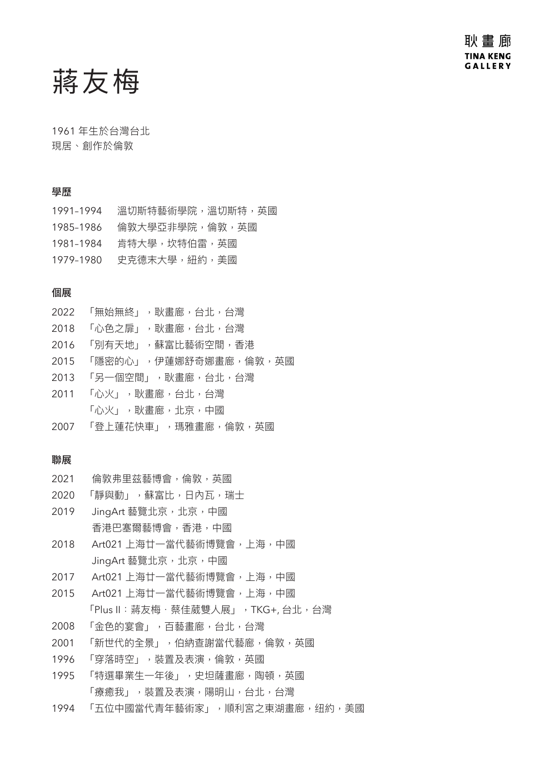耿畫廊
TINA KENG GALLERY

# 蔣友梅

1961 年生於台灣台北
現居、創作於倫敦

## 學歷

1991–1994　溫切斯特藝術學院，溫切斯特，英國
1985–1986　倫敦大學亞非學院，倫敦，英國
1981–1984　肯特大學，坎特伯雷，英國
1979–1980　史克德末大學，紐約，美國

## 個展

2022　「無始無終」，耿畫廊，台北，台灣
2018　「心色之扉」，耿畫廊，台北，台灣
2016　「別有天地」，蘇富比藝術空間，香港
2015　「隱密的心」，伊蓮娜舒奇娜畫廊，倫敦，英國
2013　「另一個空間」，耿畫廊，台北，台灣
2011　「心火」，耿畫廊，台北，台灣
　　　「心火」，耿畫廊，北京，中國
2007　「登上蓮花快車」，瑪雅畫廊，倫敦，英國

## 聯展

2021　倫敦弗里茲藝博會，倫敦，英國
2020　「靜與動」，蘇富比，日內瓦，瑞士
2019　JingArt 藝覽北京，北京，中國
　　　香港巴塞爾藝博會，香港，中國
2018　Art021 上海廿一當代藝術博覽會，上海，中國
　　　JingArt 藝覽北京，北京，中國
2017　Art021 上海廿一當代藝術博覽會，上海，中國
2015　Art021 上海廿一當代藝術博覽會，上海，中國
　　　「Plus II：蔣友梅．蔡佳葳雙人展」，TKG+, 台北，台灣
2008　「金色的宴會」，百藝畫廊，台北，台灣
2001　「新世代的全景」，伯納查謝當代藝廊，倫敦，英國
1996　「穿落時空」，裝置及表演，倫敦，英國
1995　「特選畢業生一年後」，史坦薩畫廊，陶頓，英國
　　　「療癒我」，裝置及表演，陽明山，台北，台灣
1994　「五位中國當代青年藝術家」，順利宮之東湖畫廊，紐約，美國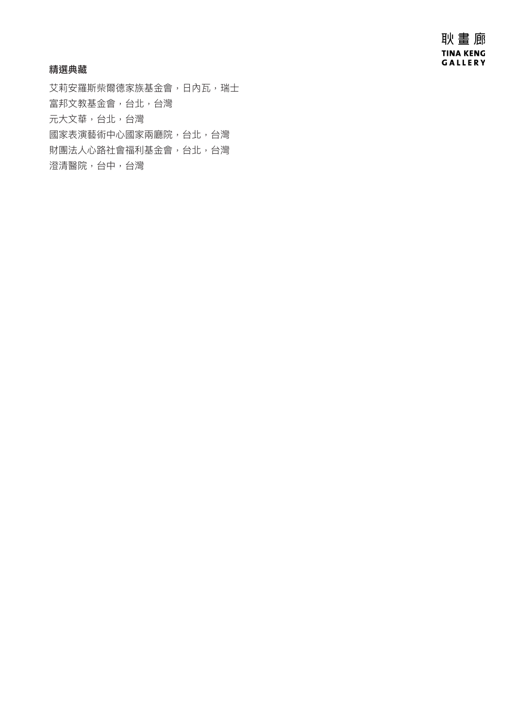## 精選典藏

艾莉安羅斯柴爾德家族基金會，日內瓦，瑞士
富邦文教基金會，台北，台灣
元大文華，台北，台灣
國家表演藝術中心國家兩廳院，台北，台灣
財團法人心路社會福利基金會，台北，台灣
澄清醫院，台中，台灣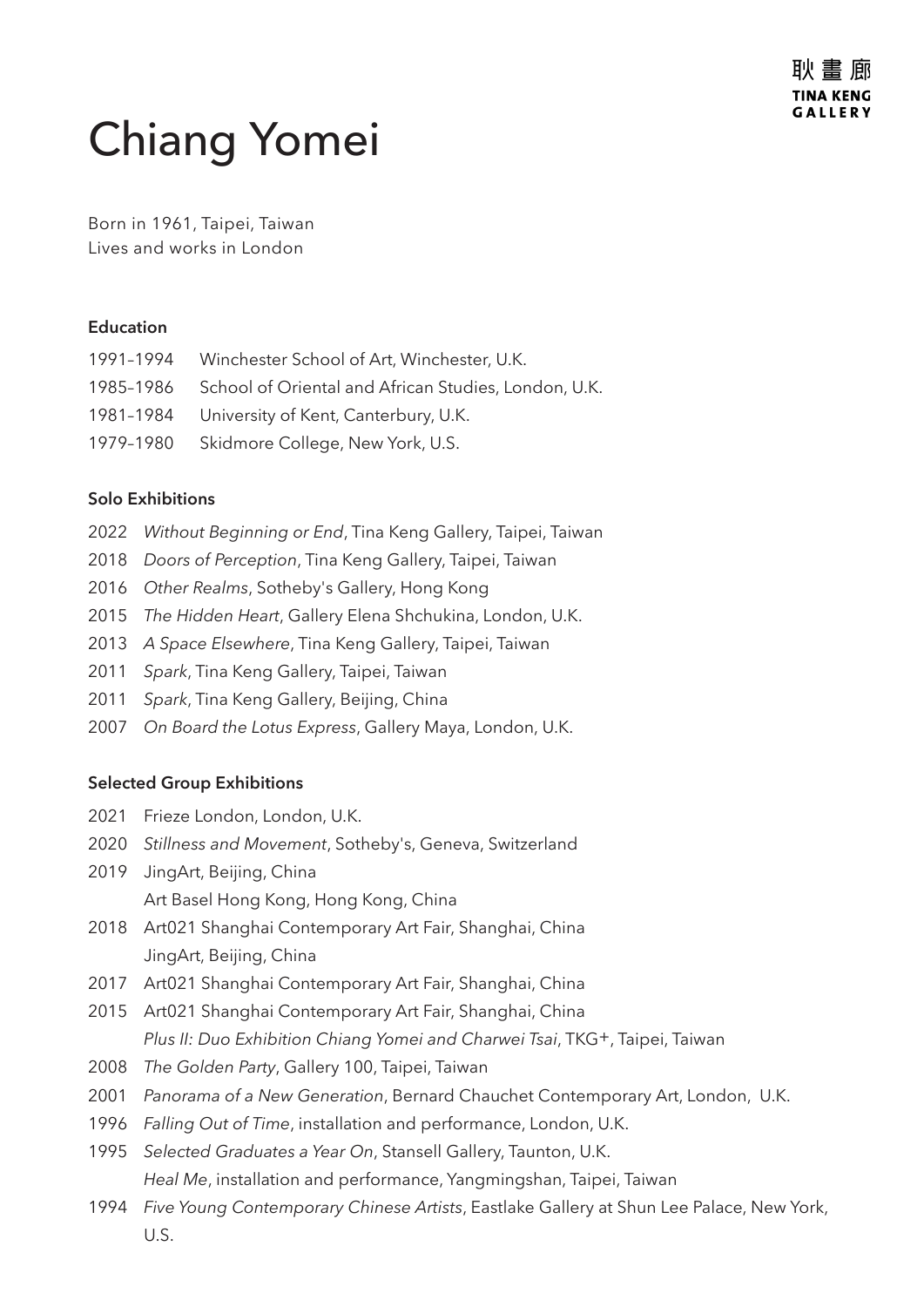# Chiang Yomei

Born in 1961, Taipei, Taiwan
Lives and works in London

### Education

1991–1994 Winchester School of Art, Winchester, U.K.
1985–1986 School of Oriental and African Studies, London, U.K.
1981–1984 University of Kent, Canterbury, U.K.
1979–1980 Skidmore College, New York, U.S.

### Solo Exhibitions

2022 *Without Beginning or End*, Tina Keng Gallery, Taipei, Taiwan
2018 *Doors of Perception*, Tina Keng Gallery, Taipei, Taiwan
2016 *Other Realms*, Sotheby's Gallery, Hong Kong
2015 *The Hidden Heart*, Gallery Elena Shchukina, London, U.K.
2013 *A Space Elsewhere*, Tina Keng Gallery, Taipei, Taiwan
2011 *Spark*, Tina Keng Gallery, Taipei, Taiwan
2011 *Spark*, Tina Keng Gallery, Beijing, China
2007 *On Board the Lotus Express*, Gallery Maya, London, U.K.

### Selected Group Exhibitions

2021 Frieze London, London, U.K.
2020 *Stillness and Movement*, Sotheby's, Geneva, Switzerland
2019 JingArt, Beijing, China
Art Basel Hong Kong, Hong Kong, China
2018 Art021 Shanghai Contemporary Art Fair, Shanghai, China
JingArt, Beijing, China
2017 Art021 Shanghai Contemporary Art Fair, Shanghai, China
2015 Art021 Shanghai Contemporary Art Fair, Shanghai, China
*Plus II: Duo Exhibition Chiang Yomei and Charwei Tsai*, TKG+, Taipei, Taiwan
2008 *The Golden Party*, Gallery 100, Taipei, Taiwan
2001 *Panorama of a New Generation*, Bernard Chauchet Contemporary Art, London, U.K.
1996 *Falling Out of Time*, installation and performance, London, U.K.
1995 *Selected Graduates a Year On*, Stansell Gallery, Taunton, U.K.
*Heal Me*, installation and performance, Yangmingshan, Taipei, Taiwan
1994 *Five Young Contemporary Chinese Artists*, Eastlake Gallery at Shun Lee Palace, New York, U.S.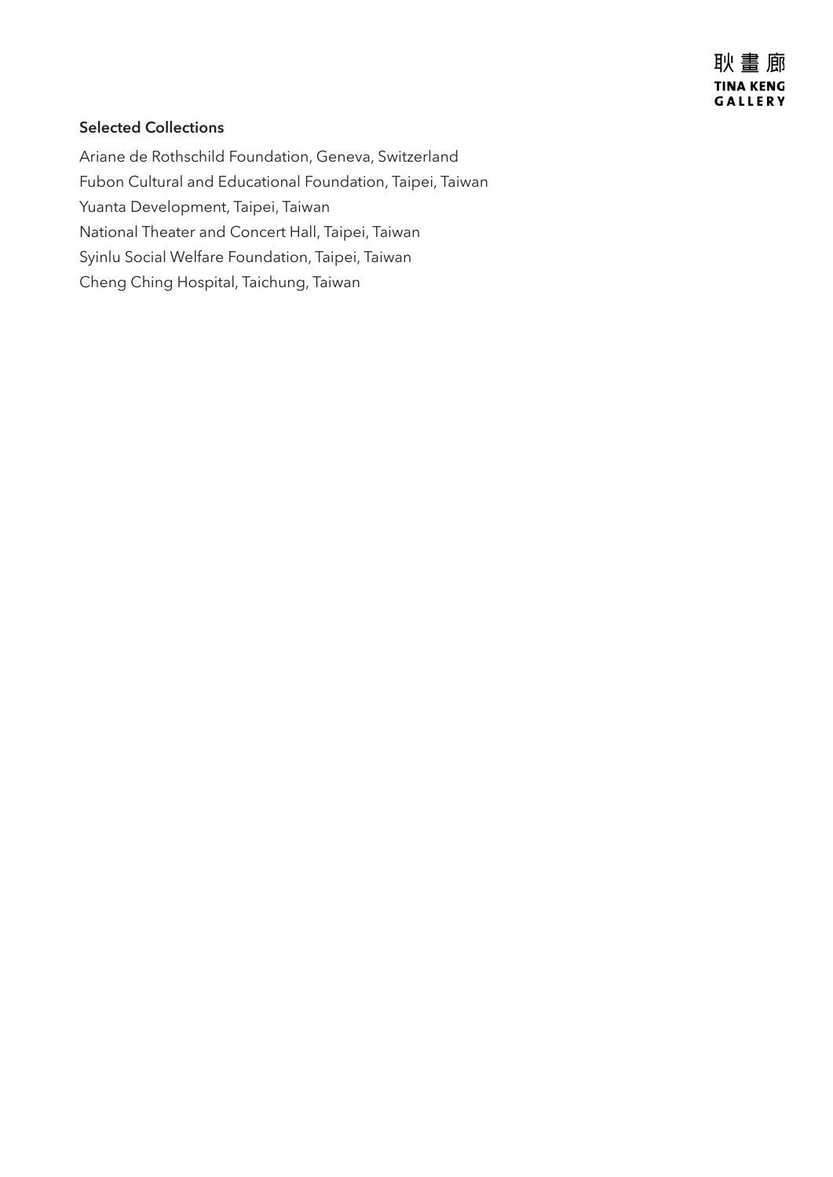## Selected Collections

Ariane de Rothschild Foundation, Geneva, Switzerland
Fubon Cultural and Educational Foundation, Taipei, Taiwan
Yuanta Development, Taipei, Taiwan
National Theater and Concert Hall, Taipei, Taiwan
Syinlu Social Welfare Foundation, Taipei, Taiwan
Cheng Ching Hospital, Taichung, Taiwan